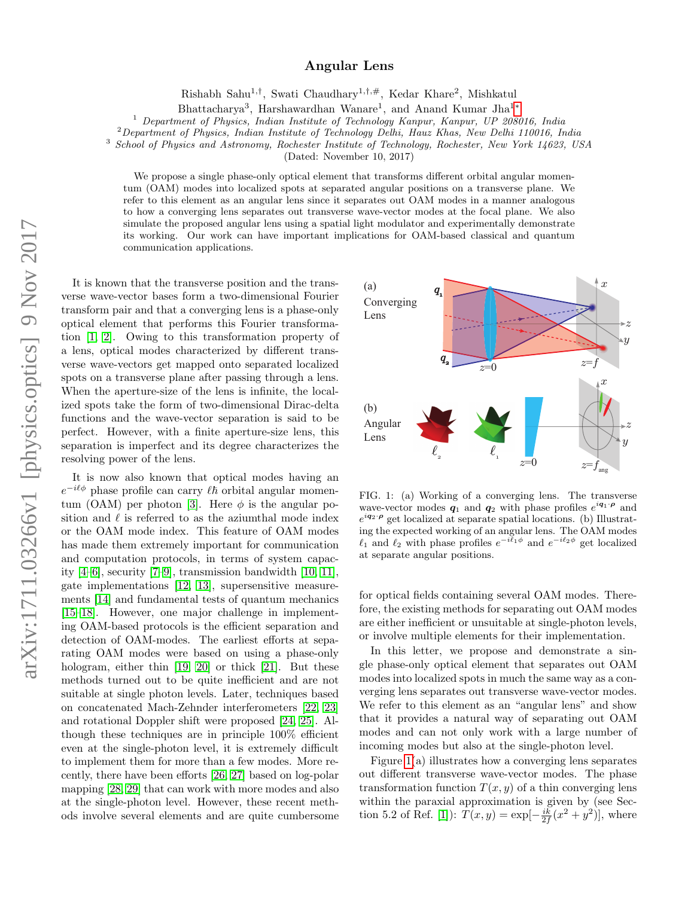# Angular Lens

Rishabh Sahu[1,†], Swati Chaudhary[1,†,#], Kedar Khare[2], Mishkatul Bhattacharya[3], Harshawardhan Wanare[1], and Anand Kumar Jha[1*]

[1] *Department of Physics, Indian Institute of Technology Kanpur, Kanpur, UP 208016, India*
[2] *Department of Physics, Indian Institute of Technology Delhi, Hauz Khas, New Delhi 110016, India*
[3] *School of Physics and Astronomy, Rochester Institute of Technology, Rochester, New York 14623, USA*

(Dated: November 10, 2017)

We propose a single phase-only optical element that transforms different orbital angular momentum (OAM) modes into localized spots at separated angular positions on a transverse plane. We refer to this element as an angular lens since it separates out OAM modes in a manner analogous to how a converging lens separates out transverse wave-vector modes at the focal plane. We also simulate the proposed angular lens using a spatial light modulator and experimentally demonstrate its working. Our work can have important implications for OAM-based classical and quantum communication applications.

It is known that the transverse position and the transverse wave-vector bases form a two-dimensional Fourier transform pair and that a converging lens is a phase-only optical element that performs this Fourier transformation [1, 2]. Owing to this transformation property of a lens, optical modes characterized by different transverse wave-vectors get mapped onto separated localized spots on a transverse plane after passing through a lens. When the aperture-size of the lens is infinite, the localized spots take the form of two-dimensional Dirac-delta functions and the wave-vector separation is said to be perfect. However, with a finite aperture-size lens, this separation is imperfect and its degree characterizes the resolving power of the lens.

It is now also known that optical modes having an $e^{-i\ell\phi}$ phase profile can carry $\ell\hbar$ orbital angular momentum (OAM) per photon [3]. Here $\phi$ is the angular position and $\ell$ is referred to as the aziumthal mode index or the OAM mode index. This feature of OAM modes has made them extremely important for communication and computation protocols, in terms of system capacity [4–6], security [7–9], transmission bandwidth [10, 11], gate implementations [12, 13], supersensitive measurements [14] and fundamental tests of quantum mechanics [15–18]. However, one major challenge in implementing OAM-based protocols is the efficient separation and detection of OAM-modes. The earliest efforts at separating OAM modes were based on using a phase-only hologram, either thin [19, 20] or thick [21]. But these methods turned out to be quite inefficient and are not suitable at single photon levels. Later, techniques based on concatenated Mach-Zehnder interferometers [22, 23] and rotational Doppler shift were proposed [24, 25]. Although these techniques are in principle 100% efficient even at the single-photon level, it is extremely difficult to implement them for more than a few modes. More recently, there have been efforts [26, 27] based on log-polar mapping [28, 29] that can work with more modes and also at the single-photon level. However, these recent methods involve several elements and are quite cumbersome for optical fields containing several OAM modes. Therefore, the existing methods for separating out OAM modes are either inefficient or unsuitable at single-photon levels, or involve multiple elements for their implementation.

FIG. 1: (a) Working of a converging lens. The transverse wave-vector modes $\boldsymbol{q}_1$ and $\boldsymbol{q}_2$ with phase profiles $e^{i\boldsymbol{q}_1\cdot\boldsymbol{\rho}}$ and $e^{i\boldsymbol{q}_2\cdot\boldsymbol{\rho}}$ get localized at separate spatial locations. (b) Illustrating the expected working of an angular lens. The OAM modes $\ell_1$ and $\ell_2$ with phase profiles $e^{-i\ell_1\phi}$ and $e^{-i\ell_2\phi}$ get localized at separate angular positions.

In this letter, we propose and demonstrate a single phase-only optical element that separates out OAM modes into localized spots in much the same way as a converging lens separates out transverse wave-vector modes. We refer to this element as an "angular lens" and show that it provides a natural way of separating out OAM modes and can not only work with a large number of incoming modes but also at the single-photon level.

Figure 1(a) illustrates how a converging lens separates out different transverse wave-vector modes. The phase transformation function $T(x, y)$ of a thin converging lens within the paraxial approximation is given by (see Section 5.2 of Ref. [1]): $T(x, y) = \exp[-\frac{ik}{2f}(x^2 + y^2)]$, where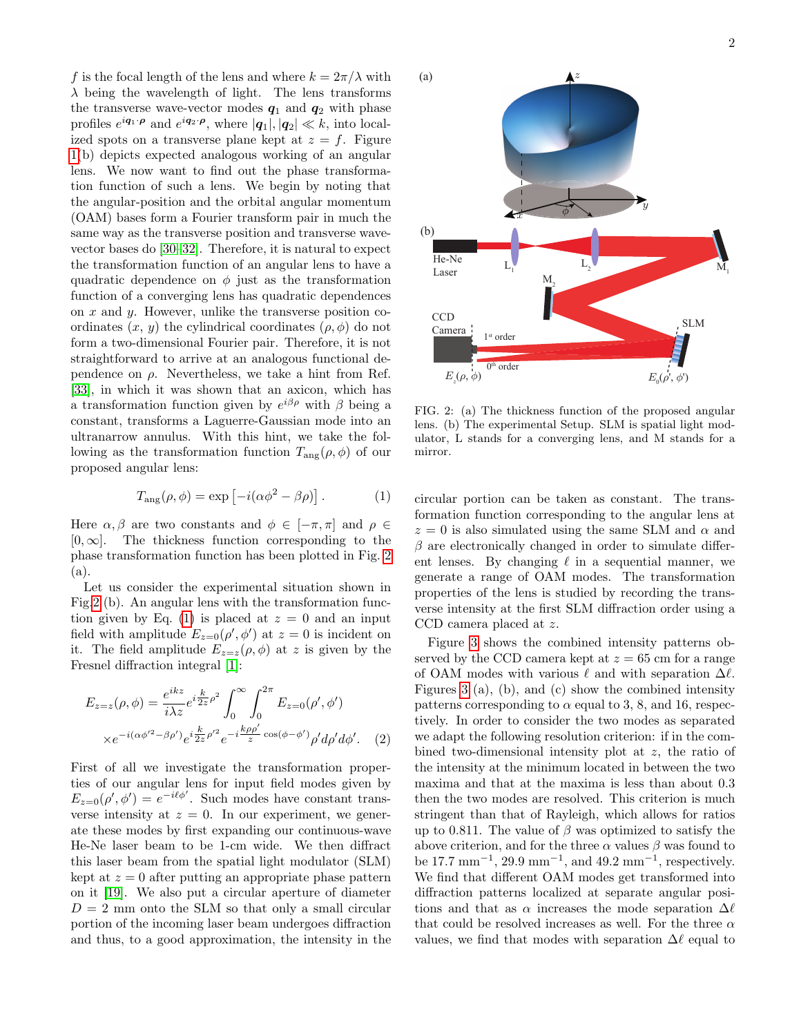$f$ is the focal length of the lens and where $k = 2\pi/\lambda$ with $\lambda$ being the wavelength of light. The lens transforms the transverse wave-vector modes $\boldsymbol{q}_1$ and $\boldsymbol{q}_2$ with phase profiles $e^{i\boldsymbol{q}_1\cdot\boldsymbol{\rho}}$ and $e^{i\boldsymbol{q}_2\cdot\boldsymbol{\rho}}$, where $|\boldsymbol{q}_1|, |\boldsymbol{q}_2| \ll k$, into localized spots on a transverse plane kept at $z = f$. Figure 1(b) depicts expected analogous working of an angular lens. We now want to find out the phase transformation function of such a lens. We begin by noting that the angular-position and the orbital angular momentum (OAM) bases form a Fourier transform pair in much the same way as the transverse position and transverse wave-vector bases do [30–32]. Therefore, it is natural to expect the transformation function of an angular lens to have a quadratic dependence on $\phi$ just as the transformation function of a converging lens has quadratic dependences on $x$ and $y$. However, unlike the transverse position coordinates $(x, y)$ the cylindrical coordinates $(\rho, \phi)$ do not form a two-dimensional Fourier pair. Therefore, it is not straightforward to arrive at an analogous functional dependence on $\rho$. Nevertheless, we take a hint from Ref. [33], in which it was shown that an axicon, which has a transformation function given by $e^{i\beta\rho}$ with $\beta$ being a constant, transforms a Laguerre-Gaussian mode into an ultranarrow annulus. With this hint, we take the following as the transformation function $T_{\rm ang}(\rho, \phi)$ of our proposed angular lens:

$$T_{\rm ang}(\rho, \phi) = \exp\left[-i(\alpha\phi^2 - \beta\rho)\right]. \tag{1}$$

Here $\alpha, \beta$ are two constants and $\phi \in [-\pi, \pi]$ and $\rho \in [0, \infty]$. The thickness function corresponding to the phase transformation function has been plotted in Fig. 2 (a).

Let us consider the experimental situation shown in Fig. 2 (b). An angular lens with the transformation function given by Eq. (1) is placed at $z = 0$ and an input field with amplitude $E_{z=0}(\rho', \phi')$ at $z = 0$ is incident on it. The field amplitude $E_{z=z}(\rho, \phi)$ at $z$ is given by the Fresnel diffraction integral [1]:

$$E_{z=z}(\rho, \phi) = \frac{e^{ikz}}{i\lambda z} e^{i\frac{k}{2z}\rho^2} \int_0^\infty \int_0^{2\pi} E_{z=0}(\rho', \phi') \times e^{-i(\alpha\phi'^2 - \beta\rho')} e^{i\frac{k}{2z}\rho'^2} e^{-i\frac{k\rho\rho'}{z}\cos(\phi-\phi')} \rho' d\rho' d\phi'. \tag{2}$$

First of all we investigate the transformation properties of our angular lens for input field modes given by $E_{z=0}(\rho', \phi') = e^{-i\ell\phi'}$. Such modes have constant transverse intensity at $z = 0$. In our experiment, we generate these modes by first expanding our continuous-wave He-Ne laser beam to be 1-cm wide. We then diffract this laser beam from the spatial light modulator (SLM) kept at $z = 0$ after putting an appropriate phase pattern on it [19]. We also put a circular aperture of diameter $D = 2$ mm onto the SLM so that only a small circular portion of the incoming laser beam undergoes diffraction and thus, to a good approximation, the intensity in the circular portion can be taken as constant. The transformation function corresponding to the angular lens at $z = 0$ is also simulated using the same SLM and $\alpha$ and $\beta$ are electronically changed in order to simulate different lenses. By changing $\ell$ in a sequential manner, we generate a range of OAM modes. The transformation properties of the lens is studied by recording the transverse intensity at the first SLM diffraction order using a CCD camera placed at $z$.

FIG. 2: (a) The thickness function of the proposed angular lens. (b) The experimental Setup. SLM is spatial light modulator, L stands for a converging lens, and M stands for a mirror.

Figure 3 shows the combined intensity patterns observed by the CCD camera kept at $z = 65$ cm for a range of OAM modes with various $\ell$ and with separation $\Delta\ell$. Figures 3 (a), (b), and (c) show the combined intensity patterns corresponding to $\alpha$ equal to 3, 8, and 16, respectively. In order to consider the two modes as separated we adapt the following resolution criterion: if in the combined two-dimensional intensity plot at $z$, the ratio of the intensity at the minimum located in between the two maxima and that at the maxima is less than about 0.3 then the two modes are resolved. This criterion is much stringent than that of Rayleigh, which allows for ratios up to 0.811. The value of $\beta$ was optimized to satisfy the above criterion, and for the three $\alpha$ values $\beta$ was found to be 17.7 mm$^{-1}$, 29.9 mm$^{-1}$, and 49.2 mm$^{-1}$, respectively. We find that different OAM modes get transformed into diffraction patterns localized at separate angular positions and that as $\alpha$ increases the mode separation $\Delta\ell$ that could be resolved increases as well. For the three $\alpha$ values, we find that modes with separation $\Delta\ell$ equal to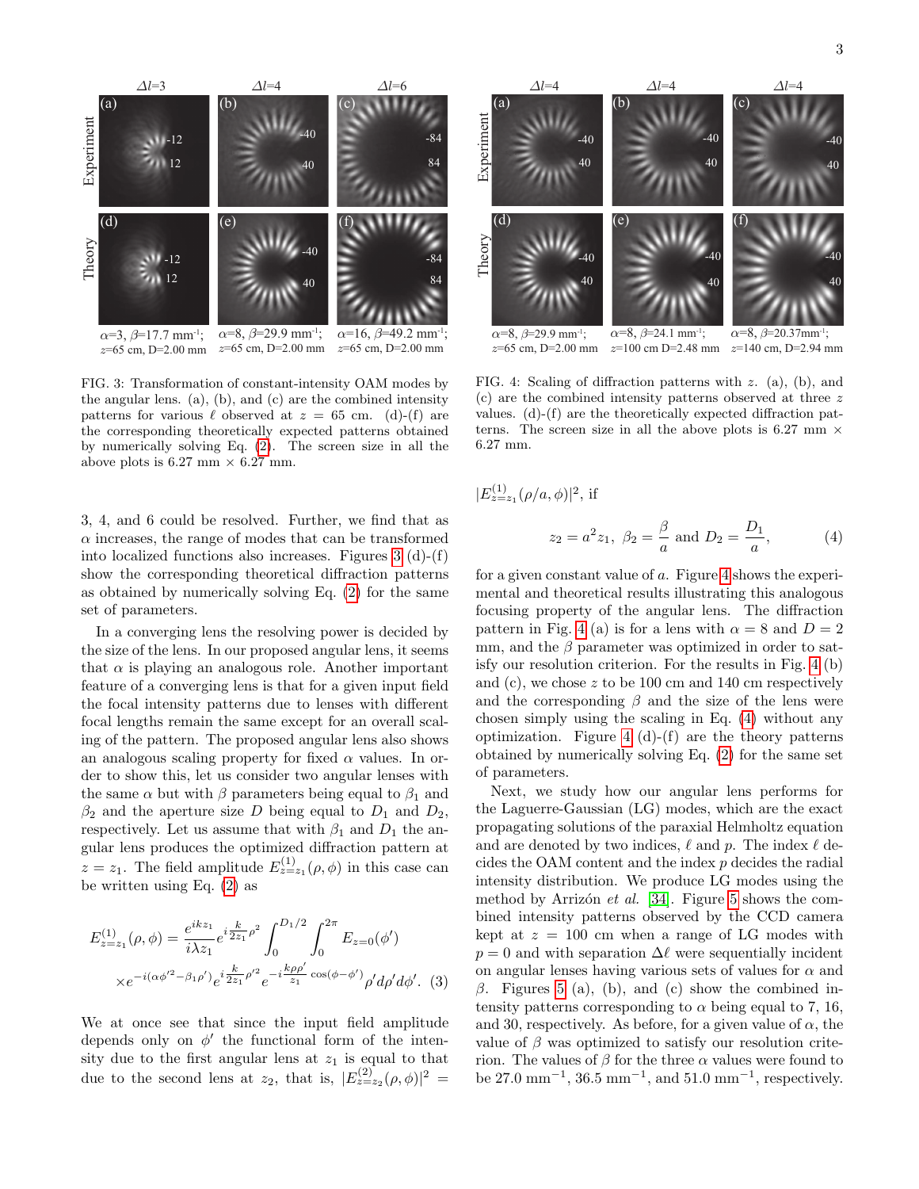FIG. 3: Transformation of constant-intensity OAM modes by the angular lens. (a), (b), and (c) are the combined intensity patterns for various $\ell$ observed at $z = 65$ cm. (d)-(f) are the corresponding theoretically expected patterns obtained by numerically solving Eq. (2). The screen size in all the above plots is 6.27 mm × 6.27 mm.

3, 4, and 6 could be resolved. Further, we find that as $\alpha$ increases, the range of modes that can be transformed into localized functions also increases. Figures 3 (d)-(f) show the corresponding theoretical diffraction patterns as obtained by numerically solving Eq. (2) for the same set of parameters.

In a converging lens the resolving power is decided by the size of the lens. In our proposed angular lens, it seems that $\alpha$ is playing an analogous role. Another important feature of a converging lens is that for a given input field the focal intensity patterns due to lenses with different focal lengths remain the same except for an overall scaling of the pattern. The proposed angular lens also shows an analogous scaling property for fixed $\alpha$ values. In order to show this, let us consider two angular lenses with the same $\alpha$ but with $\beta$ parameters being equal to $\beta_1$ and $\beta_2$ and the aperture size $D$ being equal to $D_1$ and $D_2$, respectively. Let us assume that with $\beta_1$ and $D_1$ the angular lens produces the optimized diffraction pattern at $z = z_1$. The field amplitude $E^{(1)}_{z=z_1}(\rho, \phi)$ in this case can be written using Eq. (2) as

$$E^{(1)}_{z=z_1}(\rho, \phi) = \frac{e^{ikz_1}}{i\lambda z_1} e^{i\frac{k}{2z_1}\rho^2} \int_0^{D_1/2} \int_0^{2\pi} E_{z=0}(\phi') \times e^{-i(\alpha\phi'^2 - \beta_1\rho')} e^{i\frac{k}{2z_1}\rho'^2} e^{-i\frac{k\rho\rho'}{z_1}\cos(\phi-\phi')} \rho' d\rho' d\phi'. \quad (3)$$

We at once see that since the input field amplitude depends only on $\phi'$ the functional form of the intensity due to the first angular lens at $z_1$ is equal to that due to the second lens at $z_2$, that is, $|E^{(2)}_{z=z_2}(\rho, \phi)|^2 = |E^{(1)}_{z=z_1}(\rho/a, \phi)|^2$, if

$$z_2 = a^2 z_1, \ \beta_2 = \frac{\beta}{a} \text{ and } D_2 = \frac{D_1}{a}, \quad (4)$$

for a given constant value of $a$. Figure 4 shows the experimental and theoretical results illustrating this analogous focusing property of the angular lens. The diffraction pattern in Fig. 4 (a) is for a lens with $\alpha = 8$ and $D = 2$ mm, and the $\beta$ parameter was optimized in order to satisfy our resolution criterion. For the results in Fig. 4 (b) and (c), we chose $z$ to be 100 cm and 140 cm respectively and the corresponding $\beta$ and the size of the lens were chosen simply using the scaling in Eq. (4) without any optimization. Figure 4 (d)-(f) are the theory patterns obtained by numerically solving Eq. (2) for the same set of parameters.

FIG. 4: Scaling of diffraction patterns with $z$. (a), (b), and (c) are the combined intensity patterns observed at three $z$ values. (d)-(f) are the theoretically expected diffraction patterns. The screen size in all the above plots is 6.27 mm × 6.27 mm.

Next, we study how our angular lens performs for the Laguerre-Gaussian (LG) modes, which are the exact propagating solutions of the paraxial Helmholtz equation and are denoted by two indices, $\ell$ and $p$. The index $\ell$ decides the OAM content and the index $p$ decides the radial intensity distribution. We produce LG modes using the method by Arrizón *et al.* [34]. Figure 5 shows the combined intensity patterns observed by the CCD camera kept at $z = 100$ cm when a range of LG modes with $p = 0$ and with separation $\Delta\ell$ were sequentially incident on angular lenses having various sets of values for $\alpha$ and $\beta$. Figures 5 (a), (b), and (c) show the combined intensity patterns corresponding to $\alpha$ being equal to 7, 16, and 30, respectively. As before, for a given value of $\alpha$, the value of $\beta$ was optimized to satisfy our resolution criterion. The values of $\beta$ for the three $\alpha$ values were found to be 27.0 mm$^{-1}$, 36.5 mm$^{-1}$, and 51.0 mm$^{-1}$, respectively.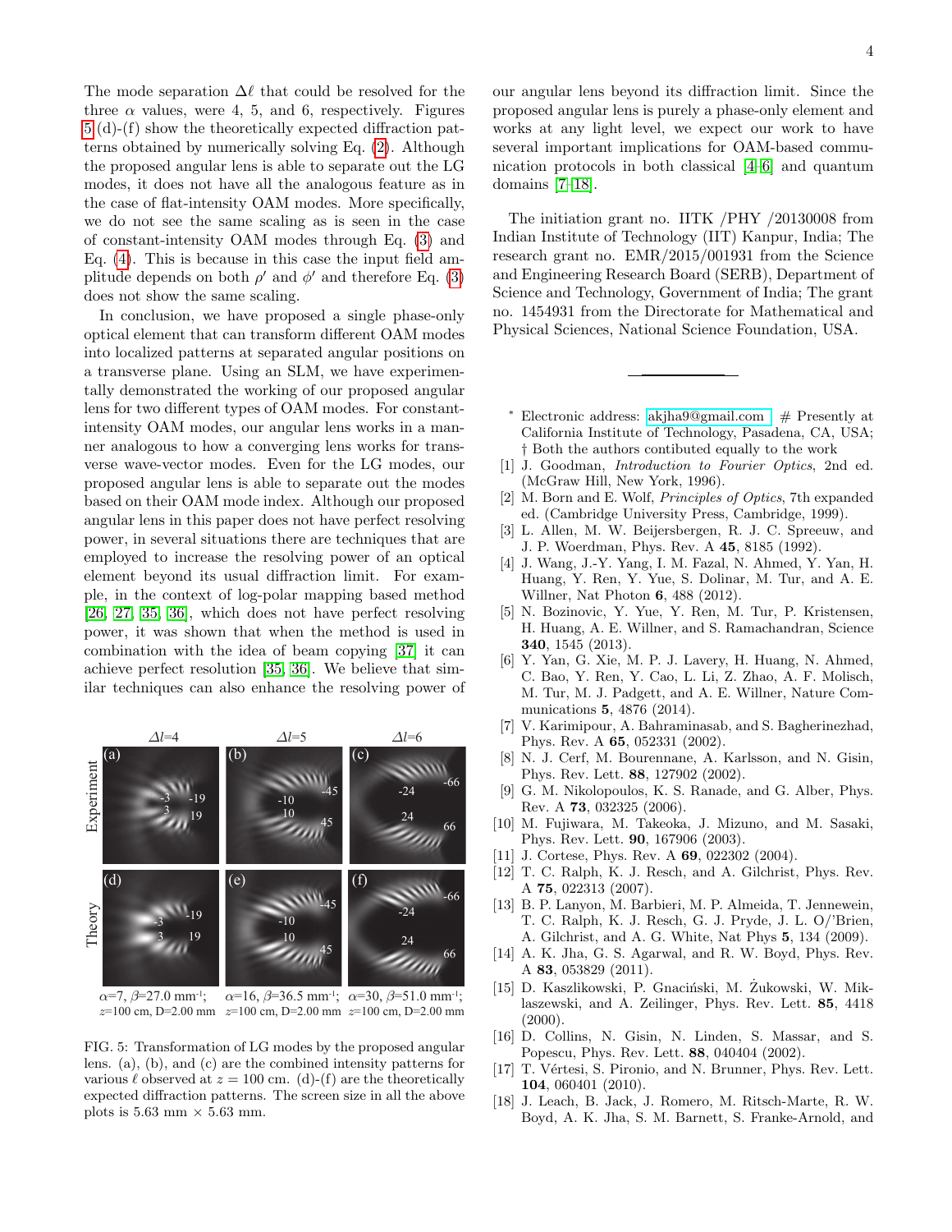The mode separation $\Delta\ell$ that could be resolved for the three $\alpha$ values, were 4, 5, and 6, respectively. Figures 5(d)-(f) show the theoretically expected diffraction patterns obtained by numerically solving Eq. (2). Although the proposed angular lens is able to separate out the LG modes, it does not have all the analogous feature as in the case of flat-intensity OAM modes. More specifically, we do not see the same scaling as is seen in the case of constant-intensity OAM modes through Eq. (3) and Eq. (4). This is because in this case the input field amplitude depends on both $\rho'$ and $\phi'$ and therefore Eq. (3) does not show the same scaling.

In conclusion, we have proposed a single phase-only optical element that can transform different OAM modes into localized patterns at separated angular positions on a transverse plane. Using an SLM, we have experimentally demonstrated the working of our proposed angular lens for two different types of OAM modes. For constant-intensity OAM modes, our angular lens works in a manner analogous to how a converging lens works for transverse wave-vector modes. Even for the LG modes, our proposed angular lens is able to separate out the modes based on their OAM mode index. Although our proposed angular lens in this paper does not have perfect resolving power, in several situations there are techniques that are employed to increase the resolving power of an optical element beyond its usual diffraction limit. For example, in the context of log-polar mapping based method [26, 27, 35, 36], which does not have perfect resolving power, it was shown that when the method is used in combination with the idea of beam copying [37] it can achieve perfect resolution [35, 36]. We believe that similar techniques can also enhance the resolving power of our angular lens beyond its diffraction limit. Since the proposed angular lens is purely a phase-only element and works at any light level, we expect our work to have several important implications for OAM-based communication protocols in both classical [4–6] and quantum domains [7–18].

FIG. 5: Transformation of LG modes by the proposed angular lens. (a), (b), and (c) are the combined intensity patterns for various $\ell$ observed at $z = 100$ cm. (d)-(f) are the theoretically expected diffraction patterns. The screen size in all the above plots is 5.63 mm × 5.63 mm.

The initiation grant no. IITK /PHY /20130008 from Indian Institute of Technology (IIT) Kanpur, India; The research grant no. EMR/2015/001931 from the Science and Engineering Research Board (SERB), Department of Science and Technology, Government of India; The grant no. 1454931 from the Directorate for Mathematical and Physical Sciences, National Science Foundation, USA.

---

\* Electronic address: akjha9@gmail.com # Presently at California Institute of Technology, Pasadena, CA, USA; † Both the authors contibuted equally to the work

[1] J. Goodman, *Introduction to Fourier Optics*, 2nd ed. (McGraw Hill, New York, 1996).

[2] M. Born and E. Wolf, *Principles of Optics*, 7th expanded ed. (Cambridge University Press, Cambridge, 1999).

[3] L. Allen, M. W. Beijersbergen, R. J. C. Spreeuw, and J. P. Woerdman, Phys. Rev. A **45**, 8185 (1992).

[4] J. Wang, J.-Y. Yang, I. M. Fazal, N. Ahmed, Y. Yan, H. Huang, Y. Ren, Y. Yue, S. Dolinar, M. Tur, and A. E. Willner, Nat Photon **6**, 488 (2012).

[5] N. Bozinovic, Y. Yue, Y. Ren, M. Tur, P. Kristensen, H. Huang, A. E. Willner, and S. Ramachandran, Science **340**, 1545 (2013).

[6] Y. Yan, G. Xie, M. P. J. Lavery, H. Huang, N. Ahmed, C. Bao, Y. Ren, Y. Cao, L. Li, Z. Zhao, A. F. Molisch, M. Tur, M. J. Padgett, and A. E. Willner, Nature Communications **5**, 4876 (2014).

[7] V. Karimipour, A. Bahraminasab, and S. Bagherinezhad, Phys. Rev. A **65**, 052331 (2002).

[8] N. J. Cerf, M. Bourennane, A. Karlsson, and N. Gisin, Phys. Rev. Lett. **88**, 127902 (2002).

[9] G. M. Nikolopoulos, K. S. Ranade, and G. Alber, Phys. Rev. A **73**, 032325 (2006).

[10] M. Fujiwara, M. Takeoka, J. Mizuno, and M. Sasaki, Phys. Rev. Lett. **90**, 167906 (2003).

[11] J. Cortese, Phys. Rev. A **69**, 022302 (2004).

[12] T. C. Ralph, K. J. Resch, and A. Gilchrist, Phys. Rev. A **75**, 022313 (2007).

[13] B. P. Lanyon, M. Barbieri, M. P. Almeida, T. Jennewein, T. C. Ralph, K. J. Resch, G. J. Pryde, J. L. O/'Brien, A. Gilchrist, and A. G. White, Nat Phys **5**, 134 (2009).

[14] A. K. Jha, G. S. Agarwal, and R. W. Boyd, Phys. Rev. A **83**, 053829 (2011).

[15] D. Kaszlikowski, P. Gnaciński, M. Żukowski, W. Miklaszewski, and A. Zeilinger, Phys. Rev. Lett. **85**, 4418 (2000).

[16] D. Collins, N. Gisin, N. Linden, S. Massar, and S. Popescu, Phys. Rev. Lett. **88**, 040404 (2002).

[17] T. Vértesi, S. Pironio, and N. Brunner, Phys. Rev. Lett. **104**, 060401 (2010).

[18] J. Leach, B. Jack, J. Romero, M. Ritsch-Marte, R. W. Boyd, A. K. Jha, S. M. Barnett, S. Franke-Arnold, and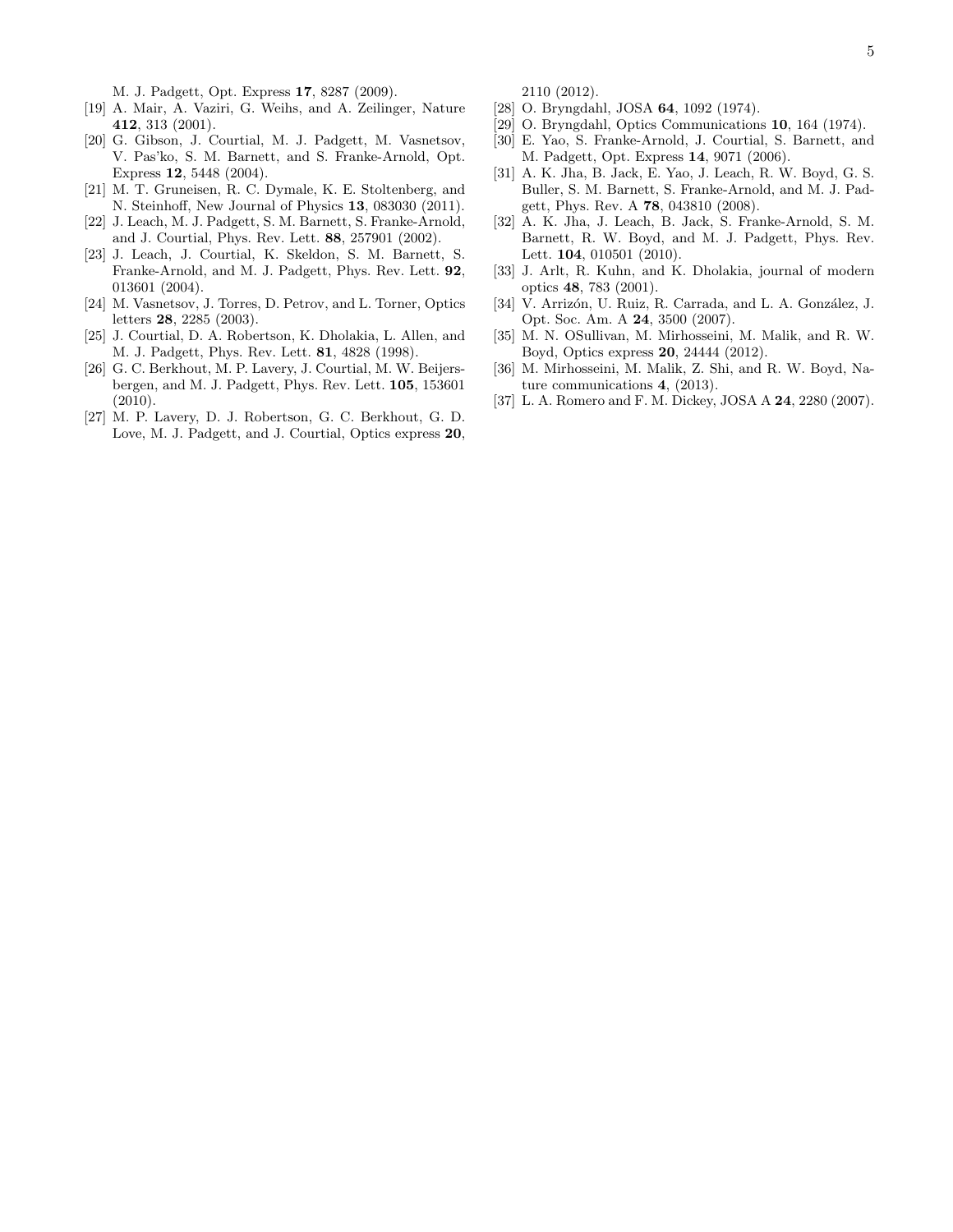M. J. Padgett, Opt. Express **17**, 8287 (2009).

[19] A. Mair, A. Vaziri, G. Weihs, and A. Zeilinger, Nature **412**, 313 (2001).

[20] G. Gibson, J. Courtial, M. J. Padgett, M. Vasnetsov, V. Pas'ko, S. M. Barnett, and S. Franke-Arnold, Opt. Express **12**, 5448 (2004).

[21] M. T. Gruneisen, R. C. Dymale, K. E. Stoltenberg, and N. Steinhoff, New Journal of Physics **13**, 083030 (2011).

[22] J. Leach, M. J. Padgett, S. M. Barnett, S. Franke-Arnold, and J. Courtial, Phys. Rev. Lett. **88**, 257901 (2002).

[23] J. Leach, J. Courtial, K. Skeldon, S. M. Barnett, S. Franke-Arnold, and M. J. Padgett, Phys. Rev. Lett. **92**, 013601 (2004).

[24] M. Vasnetsov, J. Torres, D. Petrov, and L. Torner, Optics letters **28**, 2285 (2003).

[25] J. Courtial, D. A. Robertson, K. Dholakia, L. Allen, and M. J. Padgett, Phys. Rev. Lett. **81**, 4828 (1998).

[26] G. C. Berkhout, M. P. Lavery, J. Courtial, M. W. Beijersbergen, and M. J. Padgett, Phys. Rev. Lett. **105**, 153601 (2010).

[27] M. P. Lavery, D. J. Robertson, G. C. Berkhout, G. D. Love, M. J. Padgett, and J. Courtial, Optics express **20**, 2110 (2012).

[28] O. Bryngdahl, JOSA **64**, 1092 (1974).

[29] O. Bryngdahl, Optics Communications **10**, 164 (1974).

[30] E. Yao, S. Franke-Arnold, J. Courtial, S. Barnett, and M. Padgett, Opt. Express **14**, 9071 (2006).

[31] A. K. Jha, B. Jack, E. Yao, J. Leach, R. W. Boyd, G. S. Buller, S. M. Barnett, S. Franke-Arnold, and M. J. Padgett, Phys. Rev. A **78**, 043810 (2008).

[32] A. K. Jha, J. Leach, B. Jack, S. Franke-Arnold, S. M. Barnett, R. W. Boyd, and M. J. Padgett, Phys. Rev. Lett. **104**, 010501 (2010).

[33] J. Arlt, R. Kuhn, and K. Dholakia, journal of modern optics **48**, 783 (2001).

[34] V. Arrizón, U. Ruiz, R. Carrada, and L. A. González, J. Opt. Soc. Am. A **24**, 3500 (2007).

[35] M. N. OSullivan, M. Mirhosseini, M. Malik, and R. W. Boyd, Optics express **20**, 24444 (2012).

[36] M. Mirhosseini, M. Malik, Z. Shi, and R. W. Boyd, Nature communications **4**, (2013).

[37] L. A. Romero and F. M. Dickey, JOSA A **24**, 2280 (2007).